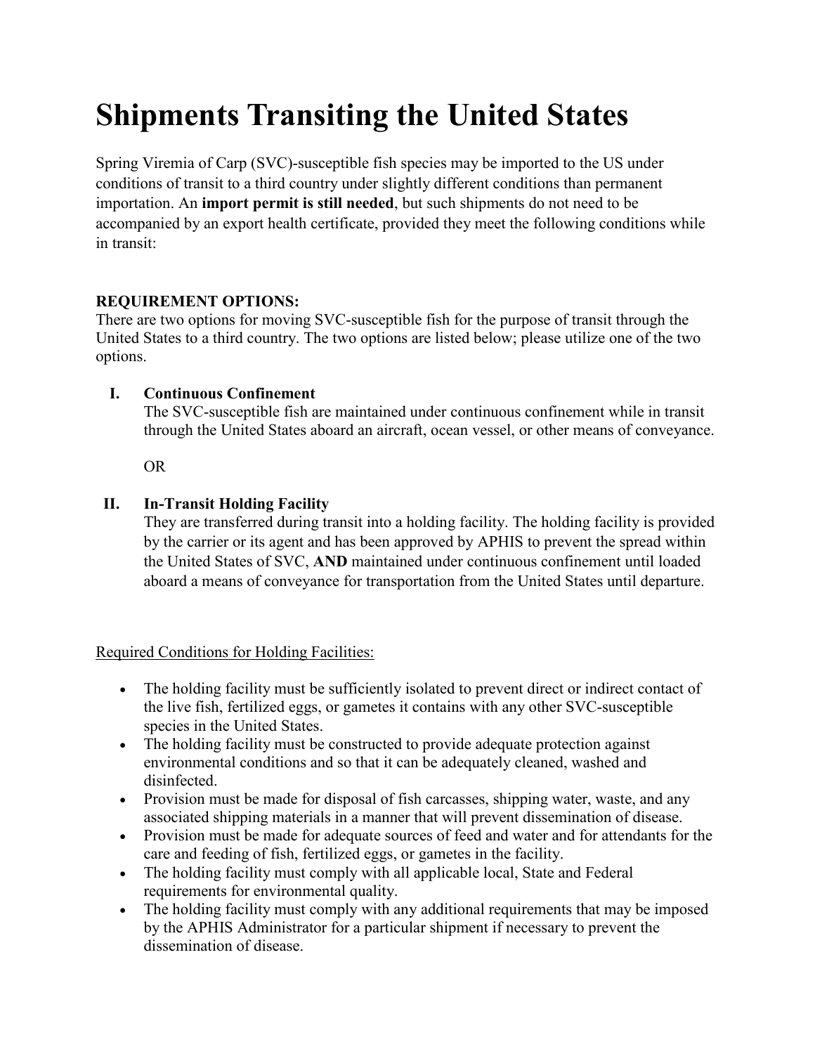# Shipments Transiting the United States

Spring Viremia of Carp (SVC)-susceptible fish species may be imported to the US under conditions of transit to a third country under slightly different conditions than permanent importation. An **import permit is still needed**, but such shipments do not need to be accompanied by an export health certificate, provided they meet the following conditions while in transit:

**REQUIREMENT OPTIONS:**
There are two options for moving SVC-susceptible fish for the purpose of transit through the United States to a third country. The two options are listed below; please utilize one of the two options.

**I. Continuous Confinement**
The SVC-susceptible fish are maintained under continuous confinement while in transit through the United States aboard an aircraft, ocean vessel, or other means of conveyance.

OR

**II. In-Transit Holding Facility**
They are transferred during transit into a holding facility. The holding facility is provided by the carrier or its agent and has been approved by APHIS to prevent the spread within the United States of SVC, **AND** maintained under continuous confinement until loaded aboard a means of conveyance for transportation from the United States until departure.

<u>Required Conditions for Holding Facilities:</u>

- The holding facility must be sufficiently isolated to prevent direct or indirect contact of the live fish, fertilized eggs, or gametes it contains with any other SVC-susceptible species in the United States.
- The holding facility must be constructed to provide adequate protection against environmental conditions and so that it can be adequately cleaned, washed and disinfected.
- Provision must be made for disposal of fish carcasses, shipping water, waste, and any associated shipping materials in a manner that will prevent dissemination of disease.
- Provision must be made for adequate sources of feed and water and for attendants for the care and feeding of fish, fertilized eggs, or gametes in the facility.
- The holding facility must comply with all applicable local, State and Federal requirements for environmental quality.
- The holding facility must comply with any additional requirements that may be imposed by the APHIS Administrator for a particular shipment if necessary to prevent the dissemination of disease.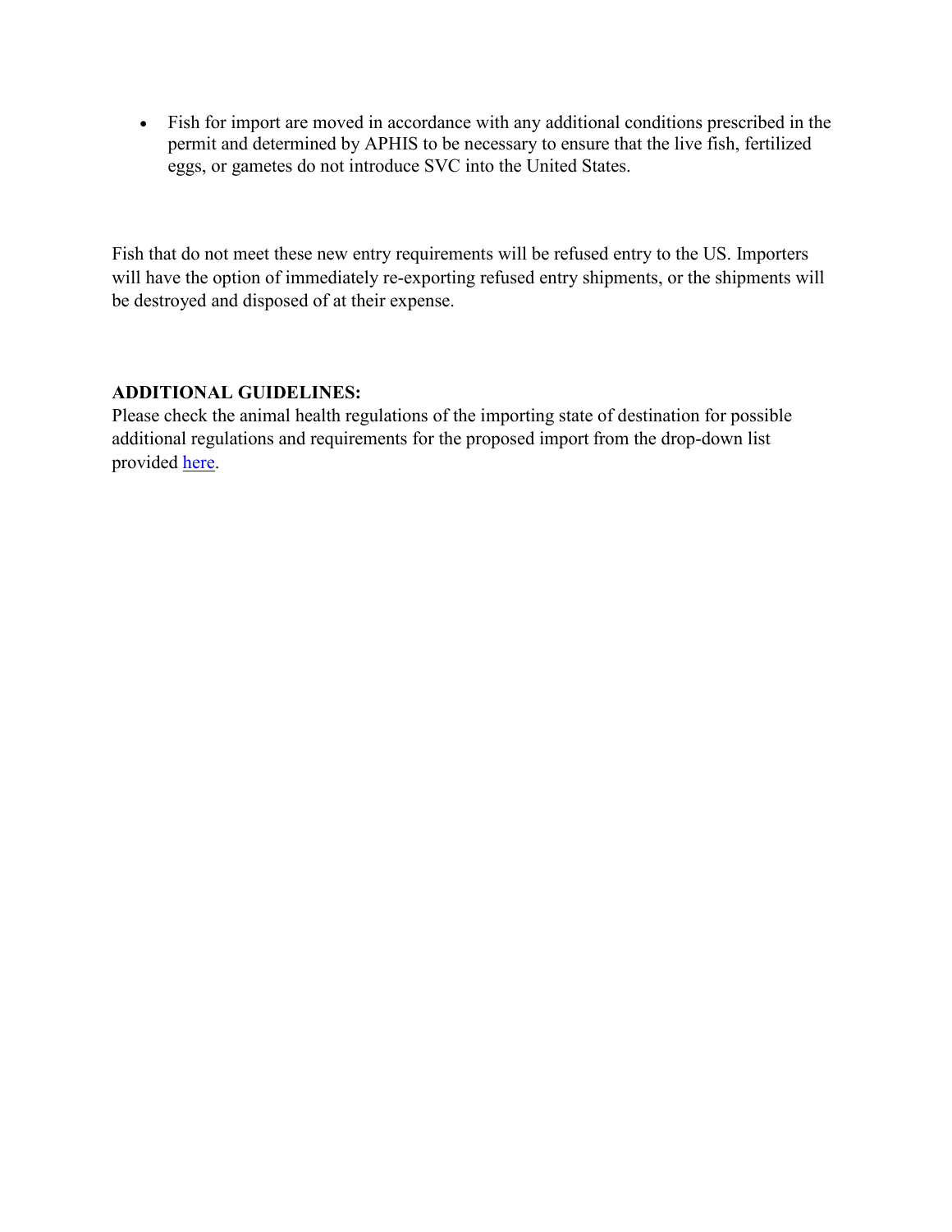- Fish for import are moved in accordance with any additional conditions prescribed in the permit and determined by APHIS to be necessary to ensure that the live fish, fertilized eggs, or gametes do not introduce SVC into the United States.

Fish that do not meet these new entry requirements will be refused entry to the US. Importers will have the option of immediately re-exporting refused entry shipments, or the shipments will be destroyed and disposed of at their expense.

**ADDITIONAL GUIDELINES:**

Please check the animal health regulations of the importing state of destination for possible additional regulations and requirements for the proposed import from the drop-down list provided here.